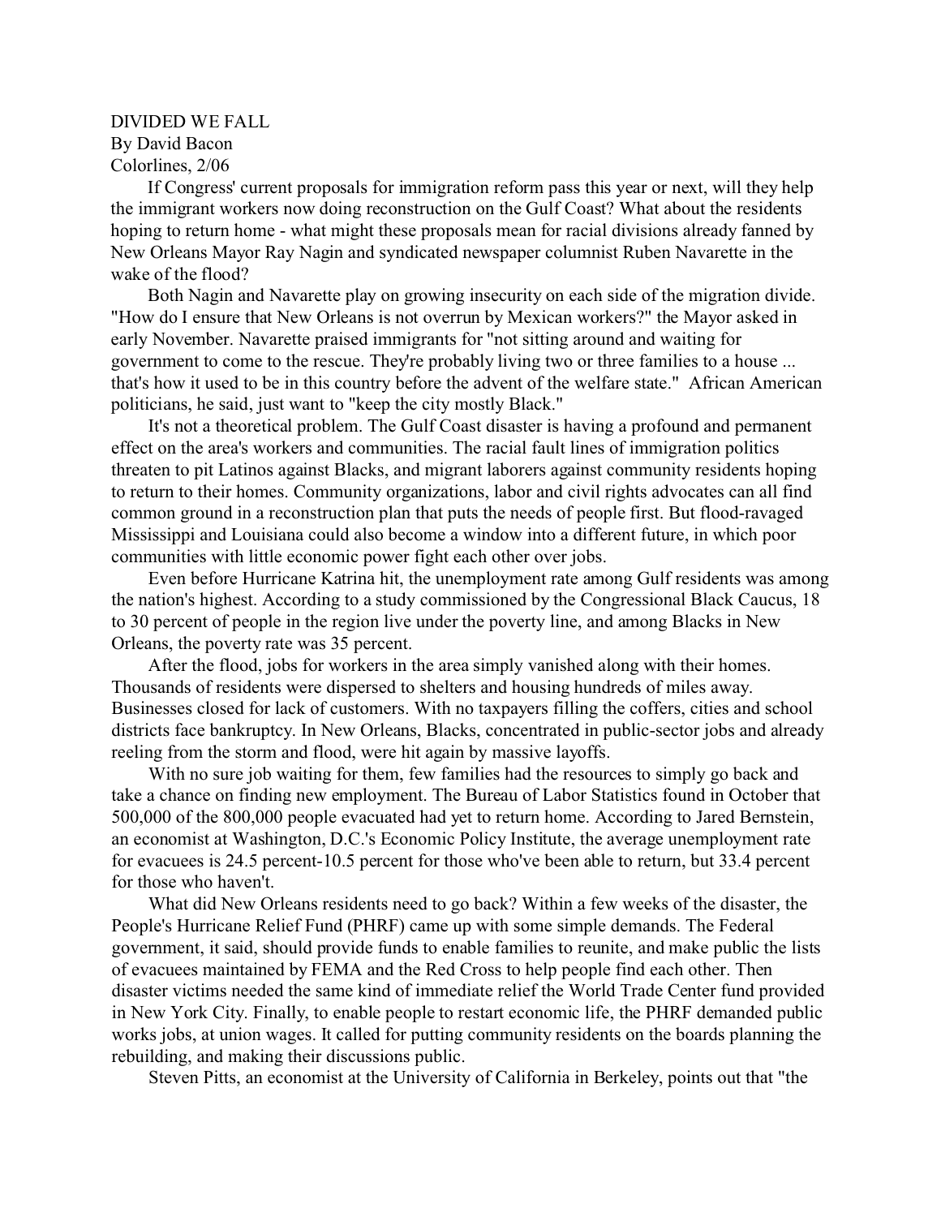# DIVIDED WE FALL

By David Bacon

Colorlines, 2/06

If Congress' current proposals for immigration reform pass this year or next, will they help the immigrant workers now doing reconstruction on the Gulf Coast? What about the residents hoping to return home - what might these proposals mean for racial divisions already fanned by New Orleans Mayor Ray Nagin and syndicated newspaper columnist Ruben Navarette in the wake of the flood?

Both Nagin and Navarette play on growing insecurity on each side of the migration divide. "How do I ensure that New Orleans is not overrun by Mexican workers?" the Mayor asked in early November. Navarette praised immigrants for "not sitting around and waiting for government to come to the rescue. They're probably living two or three families to a house ... that's how it used to be in this country before the advent of the welfare state." African American politicians, he said, just want to "keep the city mostly Black."

It's not a theoretical problem. The Gulf Coast disaster is having a profound and permanent effect on the area's workers and communities. The racial fault lines of immigration politics threaten to pit Latinos against Blacks, and migrant laborers against community residents hoping to return to their homes. Community organizations, labor and civil rights advocates can all find common ground in a reconstruction plan that puts the needs of people first. But flood-ravaged Mississippi and Louisiana could also become a window into a different future, in which poor communities with little economic power fight each other over jobs.

Even before Hurricane Katrina hit, the unemployment rate among Gulf residents was among the nation's highest. According to a study commissioned by the Congressional Black Caucus, 18 to 30 percent of people in the region live under the poverty line, and among Blacks in New Orleans, the poverty rate was 35 percent.

After the flood, jobs for workers in the area simply vanished along with their homes. Thousands of residents were dispersed to shelters and housing hundreds of miles away. Businesses closed for lack of customers. With no taxpayers filling the coffers, cities and school districts face bankruptcy. In New Orleans, Blacks, concentrated in public-sector jobs and already reeling from the storm and flood, were hit again by massive layoffs.

With no sure job waiting for them, few families had the resources to simply go back and take a chance on finding new employment. The Bureau of Labor Statistics found in October that 500,000 of the 800,000 people evacuated had yet to return home. According to Jared Bernstein, an economist at Washington, D.C.'s Economic Policy Institute, the average unemployment rate for evacuees is 24.5 percent-10.5 percent for those who've been able to return, but 33.4 percent for those who haven't.

What did New Orleans residents need to go back? Within a few weeks of the disaster, the People's Hurricane Relief Fund (PHRF) came up with some simple demands. The Federal government, it said, should provide funds to enable families to reunite, and make public the lists of evacuees maintained by FEMA and the Red Cross to help people find each other. Then disaster victims needed the same kind of immediate relief the World Trade Center fund provided in New York City. Finally, to enable people to restart economic life, the PHRF demanded public works jobs, at union wages. It called for putting community residents on the boards planning the rebuilding, and making their discussions public.

Steven Pitts, an economist at the University of California in Berkeley, points out that "the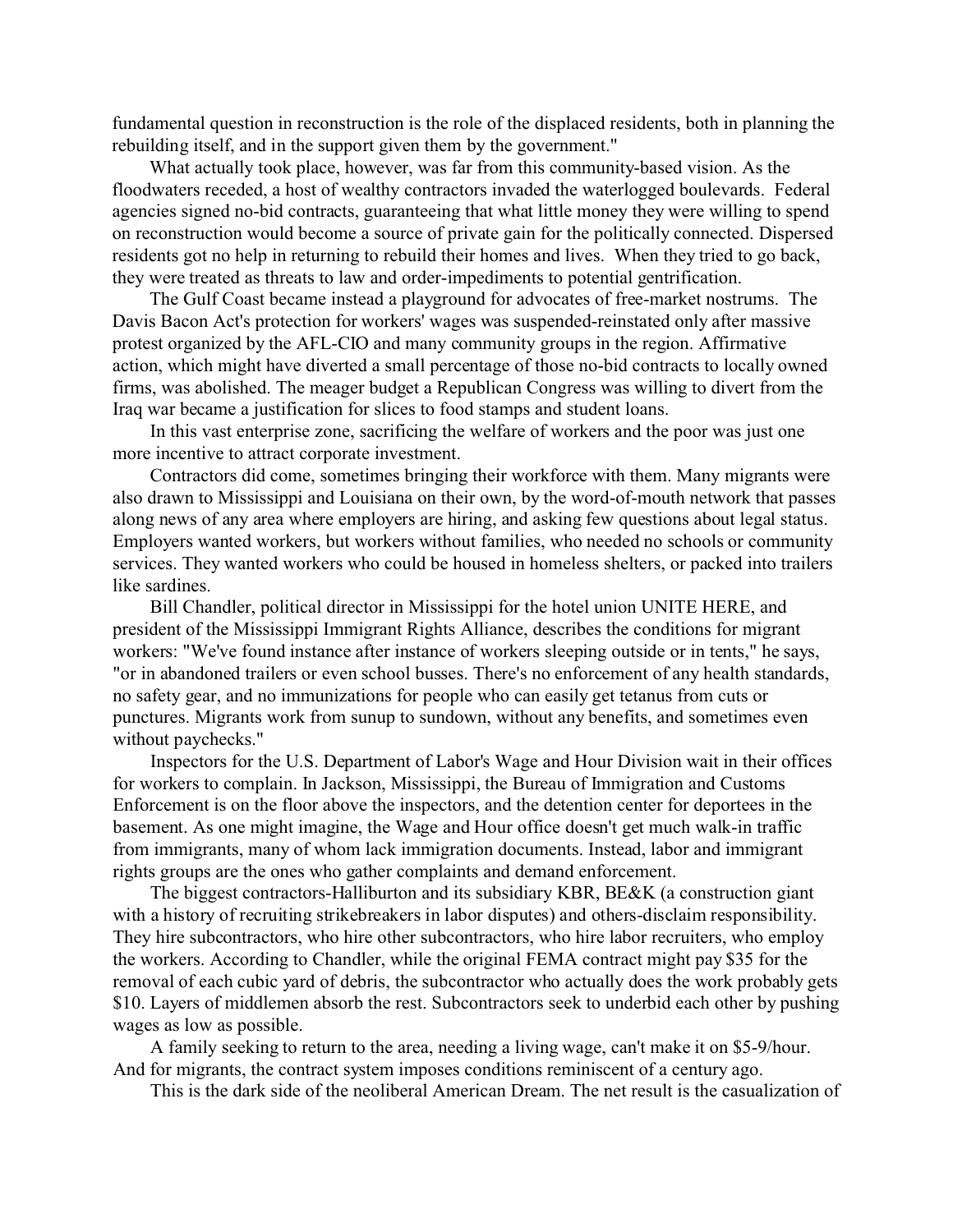fundamental question in reconstruction is the role of the displaced residents, both in planning the rebuilding itself, and in the support given them by the government."

What actually took place, however, was far from this community-based vision. As the floodwaters receded, a host of wealthy contractors invaded the waterlogged boulevards. Federal agencies signed no-bid contracts, guaranteeing that what little money they were willing to spend on reconstruction would become a source of private gain for the politically connected. Dispersed residents got no help in returning to rebuild their homes and lives. When they tried to go back, they were treated as threats to law and order-impediments to potential gentrification.

The Gulf Coast became instead a playground for advocates of free-market nostrums. The Davis Bacon Act's protection for workers' wages was suspended-reinstated only after massive protest organized by the AFL-CIO and many community groups in the region. Affirmative action, which might have diverted a small percentage of those no-bid contracts to locally owned firms, was abolished. The meager budget a Republican Congress was willing to divert from the Iraq war became a justification for slices to food stamps and student loans.

In this vast enterprise zone, sacrificing the welfare of workers and the poor was just one more incentive to attract corporate investment.

Contractors did come, sometimes bringing their workforce with them. Many migrants were also drawn to Mississippi and Louisiana on their own, by the word-of-mouth network that passes along news of any area where employers are hiring, and asking few questions about legal status. Employers wanted workers, but workers without families, who needed no schools or community services. They wanted workers who could be housed in homeless shelters, or packed into trailers like sardines.

Bill Chandler, political director in Mississippi for the hotel union UNITE HERE, and president of the Mississippi Immigrant Rights Alliance, describes the conditions for migrant workers: "We've found instance after instance of workers sleeping outside or in tents," he says, "or in abandoned trailers or even school busses. There's no enforcement of any health standards, no safety gear, and no immunizations for people who can easily get tetanus from cuts or punctures. Migrants work from sunup to sundown, without any benefits, and sometimes even without paychecks."

Inspectors for the U.S. Department of Labor's Wage and Hour Division wait in their offices for workers to complain. In Jackson, Mississippi, the Bureau of Immigration and Customs Enforcement is on the floor above the inspectors, and the detention center for deportees in the basement. As one might imagine, the Wage and Hour office doesn't get much walk-in traffic from immigrants, many of whom lack immigration documents. Instead, labor and immigrant rights groups are the ones who gather complaints and demand enforcement.

The biggest contractors-Halliburton and its subsidiary KBR, BE&K (a construction giant with a history of recruiting strikebreakers in labor disputes) and others-disclaim responsibility. They hire subcontractors, who hire other subcontractors, who hire labor recruiters, who employ the workers. According to Chandler, while the original FEMA contract might pay $35 for the removal of each cubic yard of debris, the subcontractor who actually does the work probably gets $10. Layers of middlemen absorb the rest. Subcontractors seek to underbid each other by pushing wages as low as possible.

A family seeking to return to the area, needing a living wage, can't make it on $5-9/hour. And for migrants, the contract system imposes conditions reminiscent of a century ago.

This is the dark side of the neoliberal American Dream. The net result is the casualization of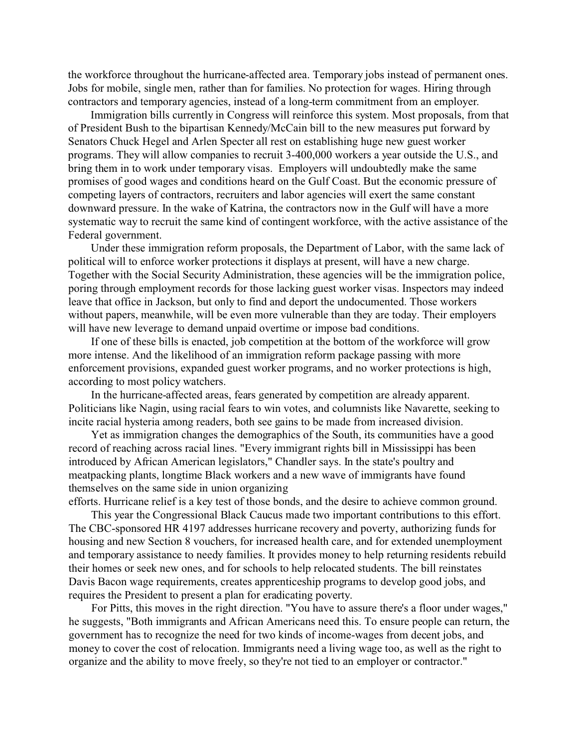the workforce throughout the hurricane-affected area. Temporary jobs instead of permanent ones. Jobs for mobile, single men, rather than for families. No protection for wages. Hiring through contractors and temporary agencies, instead of a long-term commitment from an employer.

Immigration bills currently in Congress will reinforce this system. Most proposals, from that of President Bush to the bipartisan Kennedy/McCain bill to the new measures put forward by Senators Chuck Hegel and Arlen Specter all rest on establishing huge new guest worker programs. They will allow companies to recruit 3-400,000 workers a year outside the U.S., and bring them in to work under temporary visas. Employers will undoubtedly make the same promises of good wages and conditions heard on the Gulf Coast. But the economic pressure of competing layers of contractors, recruiters and labor agencies will exert the same constant downward pressure. In the wake of Katrina, the contractors now in the Gulf will have a more systematic way to recruit the same kind of contingent workforce, with the active assistance of the Federal government.

Under these immigration reform proposals, the Department of Labor, with the same lack of political will to enforce worker protections it displays at present, will have a new charge. Together with the Social Security Administration, these agencies will be the immigration police, poring through employment records for those lacking guest worker visas. Inspectors may indeed leave that office in Jackson, but only to find and deport the undocumented. Those workers without papers, meanwhile, will be even more vulnerable than they are today. Their employers will have new leverage to demand unpaid overtime or impose bad conditions.

If one of these bills is enacted, job competition at the bottom of the workforce will grow more intense. And the likelihood of an immigration reform package passing with more enforcement provisions, expanded guest worker programs, and no worker protections is high, according to most policy watchers.

In the hurricane-affected areas, fears generated by competition are already apparent. Politicians like Nagin, using racial fears to win votes, and columnists like Navarette, seeking to incite racial hysteria among readers, both see gains to be made from increased division.

Yet as immigration changes the demographics of the South, its communities have a good record of reaching across racial lines. "Every immigrant rights bill in Mississippi has been introduced by African American legislators," Chandler says. In the state's poultry and meatpacking plants, longtime Black workers and a new wave of immigrants have found themselves on the same side in union organizing efforts. Hurricane relief is a key test of those bonds, and the desire to achieve common ground.

This year the Congressional Black Caucus made two important contributions to this effort. The CBC-sponsored HR 4197 addresses hurricane recovery and poverty, authorizing funds for housing and new Section 8 vouchers, for increased health care, and for extended unemployment and temporary assistance to needy families. It provides money to help returning residents rebuild their homes or seek new ones, and for schools to help relocated students. The bill reinstates Davis Bacon wage requirements, creates apprenticeship programs to develop good jobs, and requires the President to present a plan for eradicating poverty.

For Pitts, this moves in the right direction. "You have to assure there's a floor under wages," he suggests, "Both immigrants and African Americans need this. To ensure people can return, the government has to recognize the need for two kinds of income-wages from decent jobs, and money to cover the cost of relocation. Immigrants need a living wage too, as well as the right to organize and the ability to move freely, so they're not tied to an employer or contractor."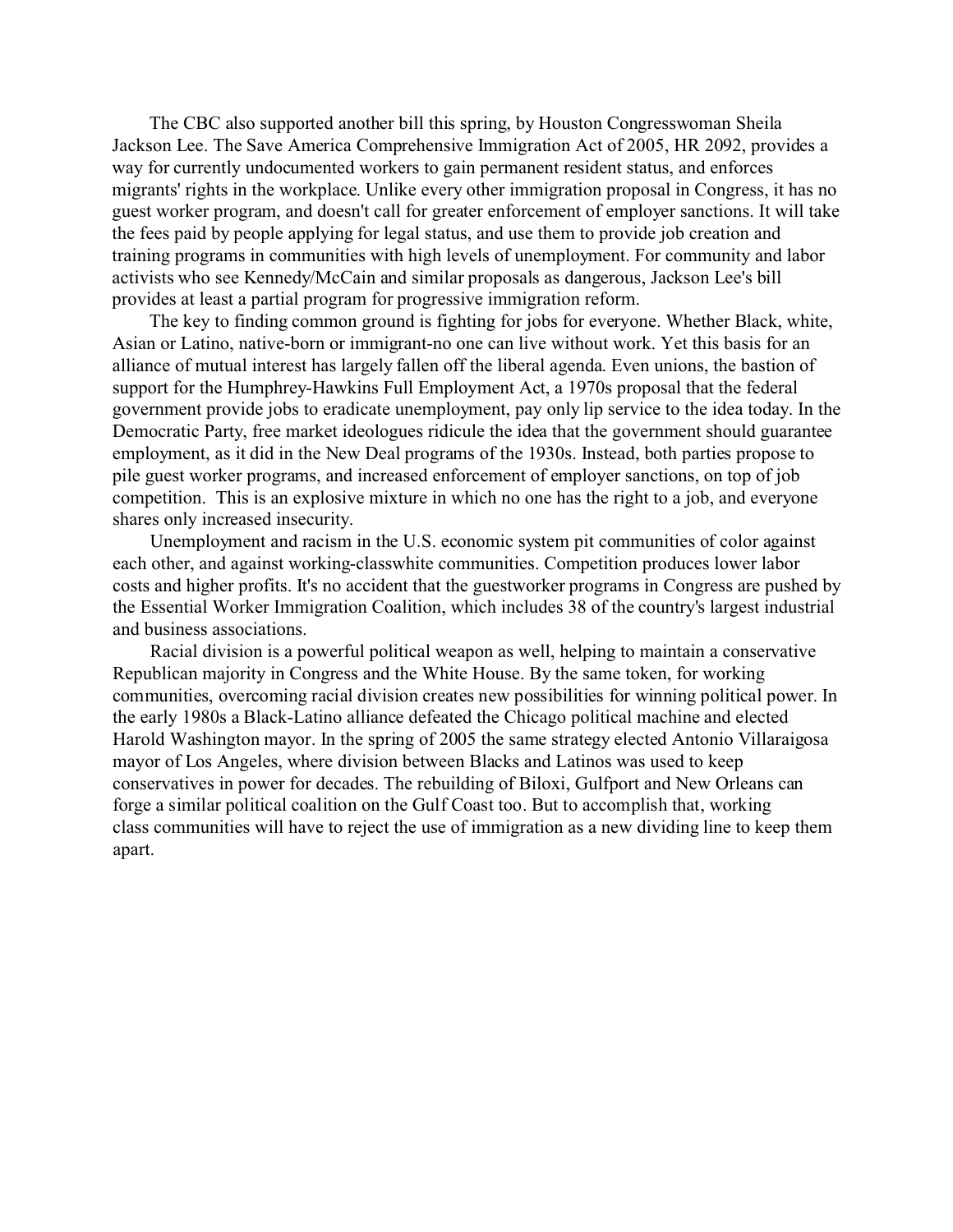The CBC also supported another bill this spring, by Houston Congresswoman Sheila Jackson Lee. The Save America Comprehensive Immigration Act of 2005, HR 2092, provides a way for currently undocumented workers to gain permanent resident status, and enforces migrants' rights in the workplace. Unlike every other immigration proposal in Congress, it has no guest worker program, and doesn't call for greater enforcement of employer sanctions. It will take the fees paid by people applying for legal status, and use them to provide job creation and training programs in communities with high levels of unemployment. For community and labor activists who see Kennedy/McCain and similar proposals as dangerous, Jackson Lee's bill provides at least a partial program for progressive immigration reform.

The key to finding common ground is fighting for jobs for everyone. Whether Black, white, Asian or Latino, native-born or immigrant-no one can live without work. Yet this basis for an alliance of mutual interest has largely fallen off the liberal agenda. Even unions, the bastion of support for the Humphrey-Hawkins Full Employment Act, a 1970s proposal that the federal government provide jobs to eradicate unemployment, pay only lip service to the idea today. In the Democratic Party, free market ideologues ridicule the idea that the government should guarantee employment, as it did in the New Deal programs of the 1930s. Instead, both parties propose to pile guest worker programs, and increased enforcement of employer sanctions, on top of job competition. This is an explosive mixture in which no one has the right to a job, and everyone shares only increased insecurity.

Unemployment and racism in the U.S. economic system pit communities of color against each other, and against working-classwhite communities. Competition produces lower labor costs and higher profits. It's no accident that the guestworker programs in Congress are pushed by the Essential Worker Immigration Coalition, which includes 38 of the country's largest industrial and business associations.

Racial division is a powerful political weapon as well, helping to maintain a conservative Republican majority in Congress and the White House. By the same token, for working communities, overcoming racial division creates new possibilities for winning political power. In the early 1980s a Black-Latino alliance defeated the Chicago political machine and elected Harold Washington mayor. In the spring of 2005 the same strategy elected Antonio Villaraigosa mayor of Los Angeles, where division between Blacks and Latinos was used to keep conservatives in power for decades. The rebuilding of Biloxi, Gulfport and New Orleans can forge a similar political coalition on the Gulf Coast too. But to accomplish that, working class communities will have to reject the use of immigration as a new dividing line to keep them apart.